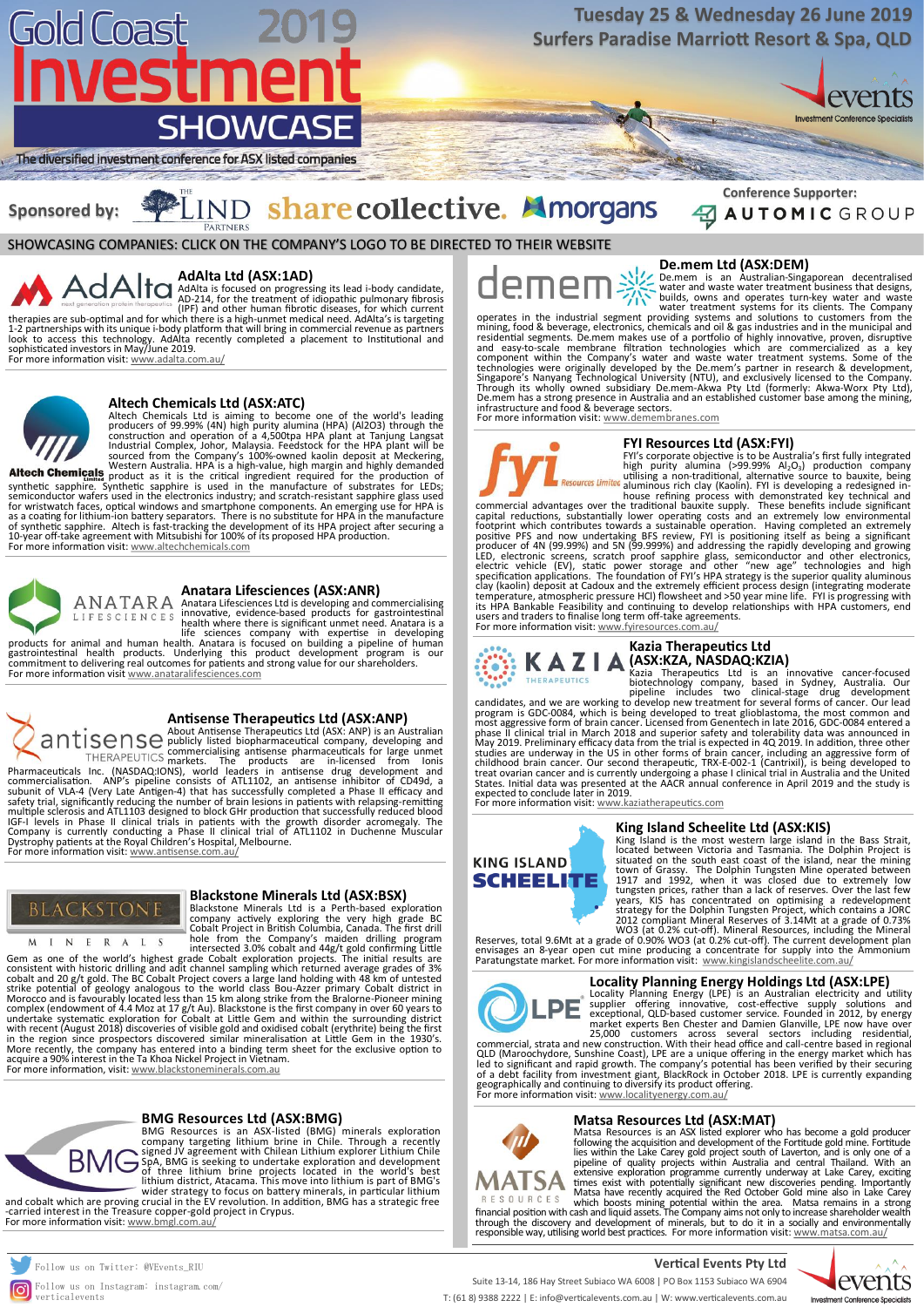# Gold Coast 2019 Investment SHOWCASE

The diversified investment conference for ASX listed companies

Tuesday 25 & Wednesday 26 June 2019
Surfers Paradise Marriott Resort & Spa, QLD

Sponsored by: The Lind Partners, sharecollective., morgans

Conference Supporter: AUTOMIC GROUP

## SHOWCASING COMPANIES: CLICK ON THE COMPANY'S LOGO TO BE DIRECTED TO THEIR WEBSITE

### AdAlta Ltd (ASX:1AD)

AdAlta is focused on progressing its lead i-body candidate, AD-214, for the treatment of idiopathic pulmonary fibrosis (IPF) and other human fibrotic diseases, for which current therapies are sub-optimal and for which there is a high-unmet medical need. AdAlta's is targeting 1-2 partnerships with its unique i-body platform that will bring in commercial revenue as partners look to access this technology. AdAlta recently completed a placement to Institutional and sophisticated investors in May/June 2019.
For more information visit: www.adalta.com.au/

### Altech Chemicals Ltd (ASX:ATC)

Altech Chemicals Ltd is aiming to become one of the world's leading producers of 99.99% (4N) high purity alumina (HPA) ($Al_2O_3$) through the construction and operation of a 4,500tpa HPA plant at Tanjung Langsat Industrial Complex, Johor, Malaysia. Feedstock for the HPA plant will be sourced from the Company's 100%-owned kaolin deposit at Meckering, Western Australia. HPA is a high-value, high margin and highly demanded product as it is the critical ingredient required for the production of synthetic sapphire. Synthetic sapphire is used in the manufacture of substrates for LEDs; semiconductor wafers used in the electronics industry; and scratch-resistant sapphire glass used for wristwatch faces, optical windows and smartphone components. An emerging use for HPA is as a coating for lithium-ion battery separators. There is no substitute for HPA in the manufacture of synthetic sapphire. Altech is fast-tracking the development of its HPA project after securing a 10-year off-take agreement with Mitsubishi for 100% of its proposed HPA production.
For more information visit: www.altechchemicals.com

### Anatara Lifesciences (ASX:ANR)

Anatara Lifesciences Ltd is developing and commercialising innovative, evidence-based products for gastrointestinal health where there is significant unmet need. Anatara is a life sciences company with expertise in developing products for animal and human health. Anatara is focused on building a pipeline of human gastrointestinal health products. Underlying this product development program is our commitment to delivering real outcomes for patients and strong value for our shareholders.
For more information visit www.anataralifesciences.com

### Antisense Therapeutics Ltd (ASX:ANP)

About Antisense Therapeutics Ltd (ASX: ANP) is an Australian publicly listed biopharmaceutical company, developing and commercialising antisense pharmaceuticals for large unmet markets. The products are in-licensed from Ionis Pharmaceuticals Inc. (NASDAQ:IONS), world leaders in antisense drug development and commercialisation. ANP's pipeline consists of ATL1102, an antisense inhibitor of CD49d, a subunit of VLA-4 (Very Late Antigen-4) that has successfully completed a Phase II efficacy and safety trial, significantly reducing the number of brain lesions in patients with relapsing-remitting multiple sclerosis and ATL1103 designed to block GHr production that successfully reduced blood IGF-I levels in Phase II clinical trials in patients with the growth disorder acromegaly. The Company is currently conducting a Phase II clinical trial of ATL1102 in Duchenne Muscular Dystrophy patients at the Royal Children's Hospital, Melbourne.
For more information visit: www.antisense.com.au/

### Blackstone Minerals Ltd (ASX:BSX)

Blackstone Minerals Ltd is a Perth-based exploration company actively exploring the very high grade BC Cobalt Project in British Columbia, Canada. The first drill hole from the Company's maiden drilling program intersected 3.0% cobalt and 44g/t gold confirming Little Gem as one of the world's highest grade Cobalt exploration projects. The initial results are consistent with historic drilling and adit channel sampling which returned average grades of 3% cobalt and 20 g/t gold. The BC Cobalt Project covers a large land holding with 48 km of untested strike potential of geology analogous to the world class Bou-Azzer primary Cobalt district in Morocco and is favourably located less than 15 km along strike from the Bralorne-Pioneer mining complex (endowment of 4.4 Moz at 17 g/t Au). Blackstone is the first company in over 60 years to undertake systematic exploration for Cobalt at Little Gem and within the surrounding district with recent (August 2018) discoveries of visible gold and oxidised cobalt (erythrite) being the first in the region since prospectors discovered similar mineralisation at Little Gem in the 1930's. More recently, the company has entered into a binding term sheet for the exclusive option to acquire a 90% interest in the Ta Khoa Nickel Project in Vietnam.
For more information, visit: www.blackstoneminerals.com.au

### BMG Resources Ltd (ASX:BMG)

BMG Resources is an ASX-listed (BMG) minerals exploration company targeting lithium brine in Chile. Through a recently signed JV agreement with Chilean Lithium explorer Lithium Chile SpA, BMG is seeking to undertake exploration and development of three lithium brine projects located in the world's best lithium district, Atacama. This move into lithium is part of BMG's wider strategy to focus on battery minerals, in particular lithium and cobalt which are proving crucial in the EV revolution. In addition, BMG has a strategic free-carried interest in the Treasure copper-gold project in Cyprus.
For more information visit: www.bmgl.com.au/

### De.mem Ltd (ASX:DEM)

De.mem is an Australian-Singaporean decentralised water and waste water treatment business that designs, builds, owns and operates turn-key water and waste water treatment systems for its clients. The Company operates in the industrial segment providing systems and solutions to customers from the mining, food & beverage, electronics, chemicals and oil & gas industries and in the municipal and residential segments. De.mem makes use of a portfolio of highly innovative, proven, disruptive and easy-to-scale membrane filtration technologies which are commercialized as a key component within the Company's water and waste water treatment systems. Some of the technologies were originally developed by the De.mem's partner in research & development, Singapore's Nanyang Technological University (NTU), and exclusively licensed to the Company. Through its wholly owned subsidiary De.mem-Akwa Pty Ltd (formerly: Akwa-Worx Pty Ltd), De.mem has a strong presence in Australia and an established customer base among the mining, infrastructure and food & beverage sectors.
For more information visit: www.demembranes.com

### FYI Resources Ltd (ASX:FYI)

FYI's corporate objective is to be Australia's first fully integrated high purity alumina (>99.99% $Al_2O_3$) production company utilising a non-traditional, alternative source to bauxite, being aluminous rich clay (Kaolin). FYI is developing a redesigned in-house refining process with demonstrated key technical and commercial advantages over the traditional bauxite supply. These benefits include significant capital reductions, substantially lower operating costs and an extremely low environmental footprint which contributes towards a sustainable operation. Having completed an extremely positive PFS and now undertaking BFS review, FYI is positioning itself as being a significant producer of 4N (99.99%) and 5N (99.999%) and addressing the rapidly developing and growing LED, electronic screens, scratch proof sapphire glass, semiconductor and other electronics, electric vehicle (EV), static power storage and other "new age" technologies and high specification applications. The foundation of FYI's HPA strategy is the superior quality aluminous clay (kaolin) deposit at Cadoux and the extremely efficient process design (integrating moderate temperature, atmospheric pressure HCl) flowsheet and >50 year mine life. FYI is progressing with its HPA Bankable Feasibility and continuing to develop relationships with HPA customers, end users and traders to finalise long term off-take agreements.
For more information visit: www.fyiresources.com.au/

### Kazia Therapeutics Ltd (ASX:KZA, NASDAQ:KZIA)

Kazia Therapeutics Ltd is an innovative cancer-focused biotechnology company, based in Sydney, Australia. Our pipeline includes two clinical-stage drug development candidates, and we are working to develop new treatment for several forms of cancer. Our lead program is GDC-0084, which is being developed to treat glioblastoma, the most common and most aggressive form of brain cancer. Licensed from Genentech in late 2016, GDC-0084 entered a phase II clinical trial in March 2018 and superior safety and tolerability data was announced in May 2019. Preliminary efficacy data from the trial is expected in 4Q 2019. In addition, three other studies are underway in the US in other forms of brain cancer, including an aggressive form of childhood brain cancer. Our second therapeutic, TRX-E-002-1 (Cantrixil), is being developed to treat ovarian cancer and is currently undergoing a phase I clinical trial in Australia and the United States. Initial data was presented at the AACR annual conference in April 2019 and the study is expected to conclude later in 2019.
For more information visit: www.kaziatherapeutics.com

### King Island Scheelite Ltd (ASX:KIS)

King Island is the most western large island in the Bass Strait, located between Victoria and Tasmania. The Dolphin Project is situated on the south east coast of the island, near the mining town of Grassy. The Dolphin Tungsten Mine operated between 1917 and 1992, when it was closed due to extremely low tungsten prices, rather than a lack of reserves. Over the last few years, KIS has concentrated on optimising a redevelopment strategy for the Dolphin Tungsten Project, which contains a JORC 2012 compliant Mineral Reserves of 3.14Mt at a grade of 0.73% WO3 (at 0.2% cut-off). Mineral Resources, including the Mineral Reserves, total 9.6Mt at a grade of 0.90% WO3 (at 0.2% cut-off). The current development plan envisages an 8-year open cut mine producing a concentrate for supply into the Ammonium Paratungstate market. For more information visit: www.kingislandscheelite.com.au/

### Locality Planning Energy Holdings Ltd (ASX:LPE)

Locality Planning Energy (LPE) is an Australian electricity and utility supplier offering innovative, cost-effective supply solutions and exceptional, QLD-based customer service. Founded in 2012, by energy market experts Ben Chester and Damien Glanville, LPE now have over 25,000 customers across several sectors including residential, commercial, strata and new construction. With their head office and call-centre based in regional QLD (Maroochydore, Sunshine Coast), LPE are a unique offering in the energy market which has led to significant and rapid growth. The company's potential has been verified by their securing of a debt facility from investment giant, BlackRock in October 2018. LPE is currently expanding geographically and continuing to diversify its product offering.
For more information visit: www.localityenergy.com.au/

### Matsa Resources Ltd (ASX:MAT)

Matsa Resources is an ASX listed explorer who has become a gold producer following the acquisition and development of the Fortitude gold mine. Fortitude lies within the Lake Carey gold project south of Laverton, and is only one of a pipeline of quality projects within Australia and central Thailand. With an extensive exploration programme currently underway at Lake Carey, exciting times exist with potentially significant new discoveries pending. Importantly Matsa have recently acquired the Red October Gold mine also in Lake Carey which boosts mining potential within the area. Matsa remains in a strong financial position with cash and liquid assets. The Company aims not only to increase shareholder wealth through the discovery and development of minerals, but to do it in a socially and environmentally responsible way, utilising world best practices. For more information visit: www.matsa.com.au/

Follow us on Twitter: @VEvents_RIU
Follow us on Instagram: instagram.com/verticalevents

**Vertical Events Pty Ltd**
Suite 13-14, 186 Hay Street Subiaco WA 6008 | PO Box 1153 Subiaco WA 6904
T: (61 8) 9388 2222 | E: info@verticalevents.com.au | W: www.verticalevents.com.au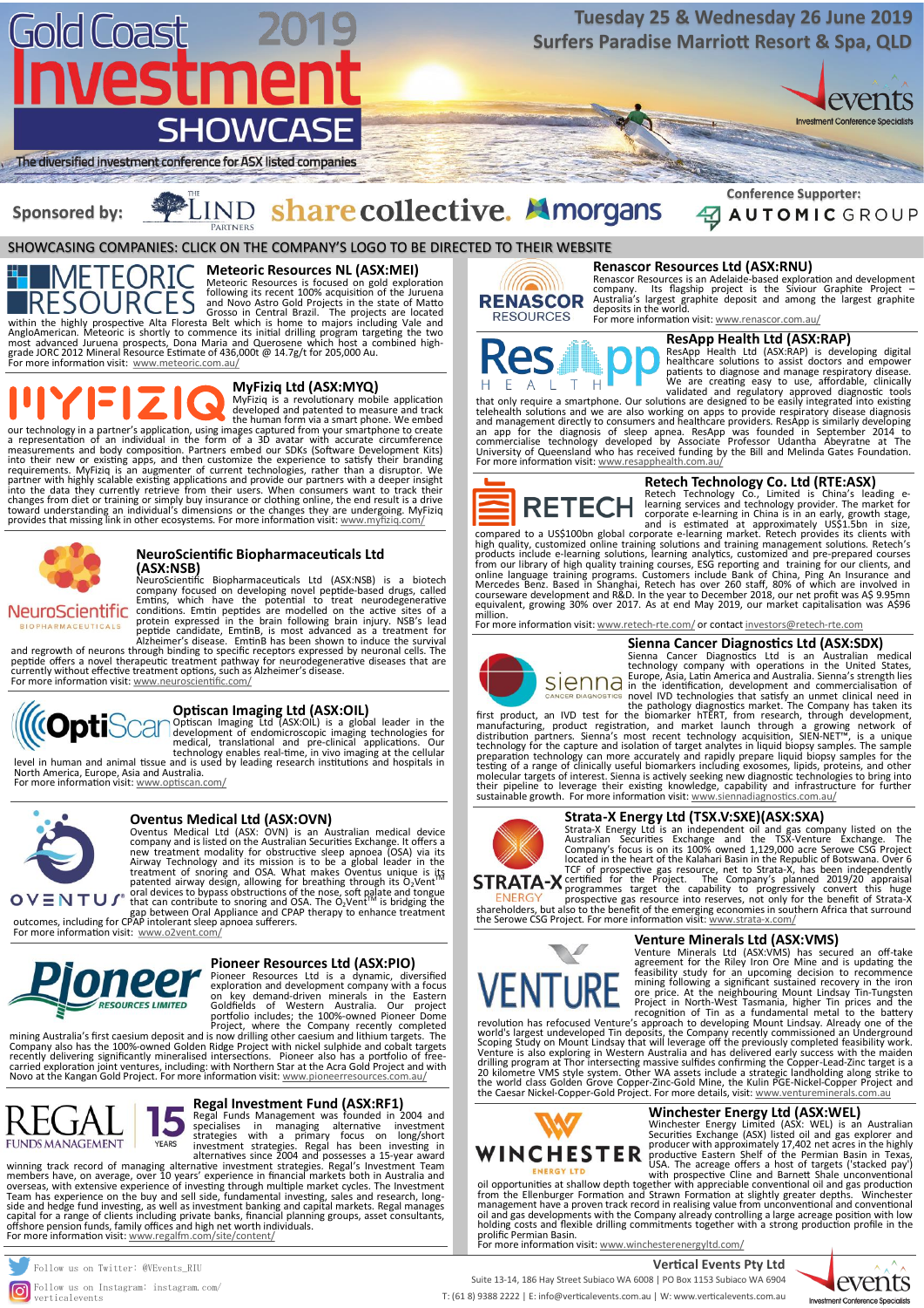# Gold Coast 2019 Investment SHOWCASE

The diversified investment conference for ASX listed companies

Tuesday 25 & Wednesday 26 June 2019
Surfers Paradise Marriott Resort & Spa, QLD

Sponsored by: The Lind Partners, sharecollective, morgans

Conference Supporter: AUTOMIC GROUP

## SHOWCASING COMPANIES: CLICK ON THE COMPANY'S LOGO TO BE DIRECTED TO THEIR WEBSITE

### Meteoric Resources NL (ASX:MEI)

Meteoric Resources is focused on gold exploration following its recent 100% acquisition of the Juruena and Novo Astro Gold Projects in the state of Matto Grosso in Central Brazil. The projects are located within the highly prospective Alta Floresta Belt which is home to majors including Vale and AngloAmerican. Meteoric is shortly to commence its initial drilling program targeting the two most advanced Juruena prospects, Dona Maria and Querosene which host a combined high-grade JORC 2012 Mineral Resource Estimate of 436,000t @ 14.7g/t for 205,000 Au.
For more information visit: www.meteoric.com.au/

### MyFiziq Ltd (ASX:MYQ)

MyFiziq is a revolutionary mobile application developed and patented to measure and track the human form via a smart phone. We embed our technology in a partner's application, using images captured from your smartphone to create a representation of an individual in the form of a 3D avatar with accurate circumference measurements and body composition. Partners embed our SDKs (Software Development Kits) into their new or existing apps, and then customize the experience to satisfy their branding requirements. MyFiziq is an augmenter of current technologies, rather than a disruptor. We partner with highly scalable existing applications and provide our partners with a deeper insight into the data they currently retrieve from their users. When consumers want to track their changes from diet or training or simply buy insurance or clothing online, the end result is a drive toward understanding an individual's dimensions or the changes they are undergoing. MyFiziq provides that missing link in other ecosystems. For more information visit: www.myfiziq.com/

### NeuroScientific Biopharmaceuticals Ltd (ASX:NSB)

NeuroScientific Biopharmaceuticals Ltd (ASX:NSB) is a biotech company focused on developing novel peptide-based drugs, called Emtins, which have the potential to treat neurodegenerative conditions. Emtin peptides are modelled on the active sites of a protein expressed in the brain following brain injury. NSB's lead peptide candidate, EmtinB, is most advanced as a treatment for Alzheimer's disease. EmtinB has been shown to induce the survival and regrowth of neurons through binding to specific receptors expressed by neuronal cells. The peptide offers a novel therapeutic treatment pathway for neurodegenerative diseases that are currently without effective treatment options, such as Alzheimer's disease.
For more information visit: www.neuroscientific.com/

### Optiscan Imaging Ltd (ASX:OIL)

Optiscan Imaging Ltd (ASX:OIL) is a global leader in the development of endomicroscopic imaging technologies for medical, translational and pre-clinical applications. Our technology enables real-time, in vivo imaging at the cellular level in human and animal tissue and is used by leading research institutions and hospitals in North America, Europe, Asia and Australia.
For more information visit: www.optiscan.com/

### Oventus Medical Ltd (ASX:OVN)

Oventus Medical Ltd (ASX: OVN) is an Australian medical device company and is listed on the Australian Securities Exchange. It offers a new treatment modality for obstructive sleep apnoea (OSA) via its Airway Technology and its mission is to be a global leader in the treatment of snoring and OSA. What makes Oventus unique is its patented airway design, allowing for breathing through its $O_2$Vent™ oral devices to bypass obstructions of the nose, soft palate and tongue that can contribute to snoring and OSA. The $O_2$Vent™ is bridging the gap between Oral Appliance and CPAP therapy to enhance treatment outcomes, including for CPAP intolerant sleep apnoea sufferers.
For more information visit: www.o2vent.com/

### Pioneer Resources Ltd (ASX:PIO)

Pioneer Resources is a dynamic, diversified exploration and development company with a focus on key demand-driven minerals in the Eastern Goldfields of Western Australia. Our project portfolio includes; the 100%-owned Pioneer Dome Project, where the Company recently completed mining Australia's first caesium deposit and is now drilling other caesium and lithium targets. The Company also has the 100%-owned Golden Ridge Project with nickel sulphide and cobalt targets recently delivering significantly mineralised intersections. Pioneer also has a portfolio of free-carried exploration joint ventures, including: with Northern Star at the Acra Gold Project and with Novo at the Kangan Gold Project. For more information visit: www.pioneerresources.com.au/

### Regal Investment Fund (ASX:RF1)

Regal Funds Management was founded in 2004 and specialises in managing alternative investment strategies with a primary focus on long/short investment strategies. Regal has been investing in alternatives since 2004 and possesses a 15-year award winning track record of managing alternative investment strategies. Regal's Investment Team members have, on average, over 10 years' experience in investing in financial markets both in Australia and overseas, with extensive experience of investing through multiple market cycles. The Investment Team has experience on the buy and sell side, fundamental investing, sales and research, long-side and hedge fund investing, as well as investment banking and capital markets. Regal manages capital for a range of clients including private banks, financial planning groups, asset consultants, offshore pension funds, family offices and high net worth individuals.
For more information visit: www.regalfm.com/site/content/

### Renascor Resources Ltd (ASX:RNU)

Renascor Resources is an Adelaide-based exploration and development company. Its flagship project is the Siviour Graphite Project – Australia's largest graphite deposit and among the largest graphite deposits in the world.
For more information visit: www.renascor.com.au/

### ResApp Health Ltd (ASX:RAP)

ResApp Health Ltd (ASX:RAP) is developing digital healthcare solutions to assist doctors and empower patients to diagnose and manage respiratory disease. We are creating easy to use, affordable, clinically validated and regulatory approved diagnostic tools that only require a smartphone. Our solutions are designed to be easily integrated into existing telehealth solutions and we are also working on apps to provide respiratory disease diagnosis and management directly to consumers and healthcare providers. ResApp is similarly developing an app for the diagnosis of sleep apnea. ResApp was founded in September 2014 to commercialise technology developed by Associate Professor Udantha Abeyratne at The University of Queensland who has received funding by the Bill and Melinda Gates Foundation.
For more information visit: www.resapphealth.com.au/

### Retech Technology Co. Ltd (RTE:ASX)

Retech Technology Co., Limited is China's leading e-learning services and technology provider. The market for corporate e-learning in China is in an early, growth stage, and is estimated at approximately US$1.5bn in size, compared to a US$100bn global corporate e-learning market. Retech provides its clients with high quality, customized online training solutions and training management solutions. Retech's products include e-learning solutions, learning analytics, customized and pre-prepared courses from our library of high quality training courses, ESG reporting and training for our clients, and online language training programs. Customers include Bank of China, Ping An Insurance and Mercedes Benz. Based in Shanghai, Retech has over 260 staff, 80% of which are involved in courseware development and R&D. In the year to December 2018, our net profit was A$ 9.95mn equivalent, growing 30% over 2017. As at end May 2019, our market capitalisation was A$96 million.
For more information visit: www.retech-rte.com/ or contact investors@retech-rte.com

### Sienna Cancer Diagnostics Ltd (ASX:SDX)

Sienna Cancer Diagnostics Ltd is an Australian medical technology company with operations in the United States, Europe, Asia, Latin America and Australia. Sienna's strength lies in the identification, development and commercialisation of novel IVD technologies that satisfy an unmet clinical need in the pathology diagnostics market. The Company has taken its first product, an IVD test for the biomarker hTERT, from research, through development, manufacturing, product registration, and market launch through a growing network of distribution partners. Sienna's most recent technology acquisition, SIEN-NET™, is a unique technology for the capture and isolation of target analytes in liquid biopsy samples. The sample preparation technology can more accurately and rapidly prepare liquid biopsy samples for the testing of a range of clinically useful biomarkers including exosomes, lipids, proteins, and other molecular targets of interest. Sienna is actively seeking new diagnostic technologies to bring into their pipeline to leverage their existing knowledge, capability and infrastructure for further sustainable growth. For more information visit: www.siennadiagnostics.com.au/

### Strata-X Energy Ltd (TSX.V:SXE)(ASX:SXA)

Strata-X Energy Ltd is an independent oil and gas company listed on the Australian Securities Exchange and the TSX-Venture Exchange. The Company's focus is on its 100% owned 1,129,000 acre Serowe CSG Project located in the heart of the Kalahari Basin in the Republic of Botswana. Over 6 TCF of prospective gas resource, net to Strata-X, has been independently certified for the Project. The Company's planned 2019/20 appraisal programmes target the capability to progressively convert this huge prospective gas resource into reserves, not only for the benefit of Strata-X shareholders, but also to the benefit of the emerging economies in southern Africa that surround the Serowe CSG Project. For more information visit: www.strata-x.com/

### Venture Minerals Ltd (ASX:VMS)

Venture Minerals Ltd (ASX:VMS) has secured an off-take agreement for the Riley Iron Ore Mine and is updating the feasibility study for an upcoming decision to recommence mining following a significant sustained recovery in the iron ore price. At the neighbouring Mount Lindsay Tin-Tungsten Project in North-West Tasmania, higher Tin prices and the recognition of Tin as a fundamental metal to the battery revolution has refocused Venture's approach to developing Mount Lindsay. Already one of the world's largest undeveloped Tin deposits, the Company recently commissioned an Underground Scoping Study on Mount Lindsay that will leverage off the previously completed feasibility work. Venture is also exploring in Western Australia and has delivered early success with the maiden drilling program at Thor intersecting massive sulfides confirming the Copper-Lead-Zinc target is a 20 kilometre VMS style system. Other WA assets include a strategic landholding along strike to the world class Golden Grove Copper-Zinc-Gold Mine, the Kulin PGE-Nickel-Copper Project and the Caesar Nickel-Copper-Gold Project. For more details, visit: www.ventureminerals.com.au

### Winchester Energy Ltd (ASX:WEL)

Winchester Energy Limited (ASX: WEL) is an Australian Securities Exchange (ASX) listed oil and gas explorer and producer with approximately 17,402 net acres in the highly productive Eastern Shelf of the Permian Basin in Texas, USA. The acreage offers a host of targets ('stacked pay') with prospective Cline and Barnett Shale unconventional oil opportunities at shallow depth together with appreciable conventional oil and gas production from the Ellenburger Formation and Strawn Formation at slightly greater depths. Winchester management have a proven track record in realising value from unconventional and conventional oil and gas developments with the Company already controlling a large acreage position with low holding costs and flexible drilling commitments together with a strong production profile in the prolific Permian Basin.
For more information visit: www.winchesterenergyltd.com/

---

Follow us on Twitter: @VEvents_RIU
Follow us on Instagram: instagram.com/verticalevents

**Vertical Events Pty Ltd**
Suite 13-14, 186 Hay Street Subiaco WA 6008 | PO Box 1153 Subiaco WA 6904
T: (61 8) 9388 2222 | E: info@verticalevents.com.au | W: www.verticalevents.com.au